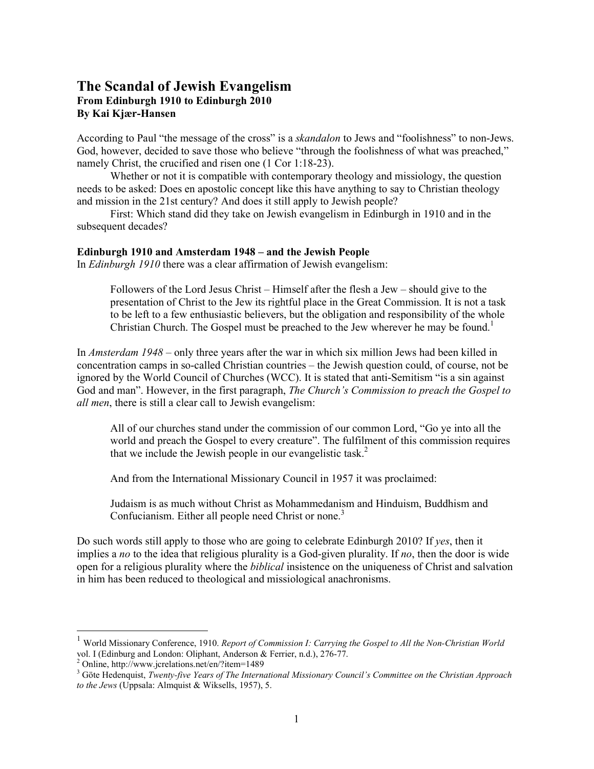# The Scandal of Jewish Evangelism

**From Edinburgh 1910 to Edinburgh 2010**
**By Kai Kjær-Hansen**

According to Paul "the message of the cross" is a *skandalon* to Jews and "foolishness" to non-Jews. God, however, decided to save those who believe "through the foolishness of what was preached," namely Christ, the crucified and risen one (1 Cor 1:18-23).

Whether or not it is compatible with contemporary theology and missiology, the question needs to be asked: Does en apostolic concept like this have anything to say to Christian theology and mission in the 21st century? And does it still apply to Jewish people?

First: Which stand did they take on Jewish evangelism in Edinburgh in 1910 and in the subsequent decades?

### Edinburgh 1910 and Amsterdam 1948 – and the Jewish People

In *Edinburgh 1910* there was a clear affirmation of Jewish evangelism:

> Followers of the Lord Jesus Christ – Himself after the flesh a Jew – should give to the presentation of Christ to the Jew its rightful place in the Great Commission. It is not a task to be left to a few enthusiastic believers, but the obligation and responsibility of the whole Christian Church. The Gospel must be preached to the Jew wherever he may be found.[1]

In *Amsterdam 1948* – only three years after the war in which six million Jews had been killed in concentration camps in so-called Christian countries – the Jewish question could, of course, not be ignored by the World Council of Churches (WCC). It is stated that anti-Semitism "is a sin against God and man". However, in the first paragraph, *The Church's Commission to preach the Gospel to all men*, there is still a clear call to Jewish evangelism:

> All of our churches stand under the commission of our common Lord, "Go ye into all the world and preach the Gospel to every creature". The fulfilment of this commission requires that we include the Jewish people in our evangelistic task.[2]
>
> And from the International Missionary Council in 1957 it was proclaimed:
>
> Judaism is as much without Christ as Mohammedanism and Hinduism, Buddhism and Confucianism. Either all people need Christ or none.[3]

Do such words still apply to those who are going to celebrate Edinburgh 2010? If *yes*, then it implies a *no* to the idea that religious plurality is a God-given plurality. If *no*, then the door is wide open for a religious plurality where the *biblical* insistence on the uniqueness of Christ and salvation in him has been reduced to theological and missiological anachronisms.

---

[1] World Missionary Conference, 1910. *Report of Commission I: Carrying the Gospel to All the Non-Christian World* vol. I (Edinburg and London: Oliphant, Anderson & Ferrier, n.d.), 276-77.

[2] Online, http://www.jcrelations.net/en/?item=1489

[3] Göte Hedenquist, *Twenty-five Years of The International Missionary Council's Committee on the Christian Approach to the Jews* (Uppsala: Almquist & Wiksells, 1957), 5.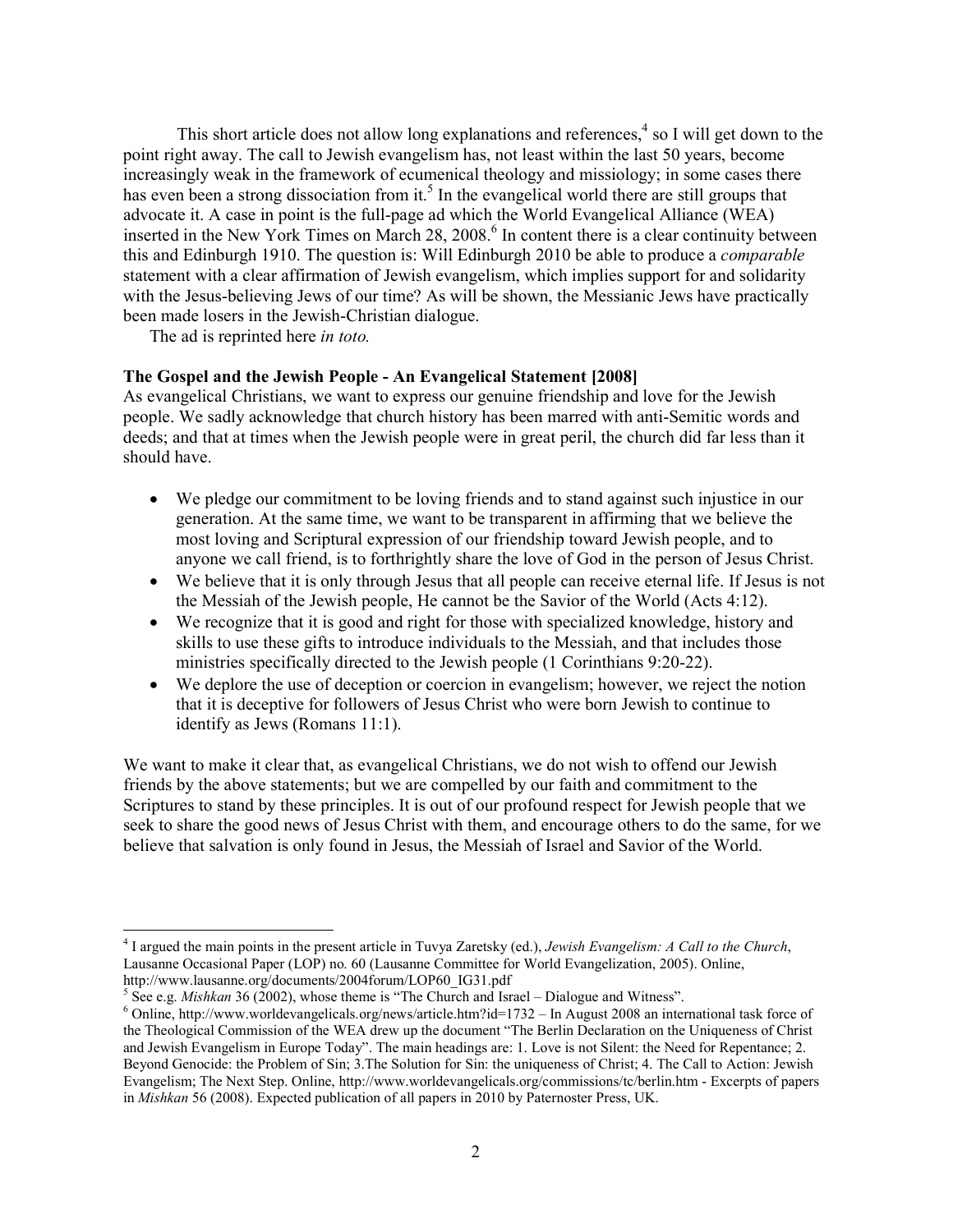This short article does not allow long explanations and references,[4] so I will get down to the point right away. The call to Jewish evangelism has, not least within the last 50 years, become increasingly weak in the framework of ecumenical theology and missiology; in some cases there has even been a strong dissociation from it.[5] In the evangelical world there are still groups that advocate it. A case in point is the full-page ad which the World Evangelical Alliance (WEA) inserted in the New York Times on March 28, 2008.[6] In content there is a clear continuity between this and Edinburgh 1910. The question is: Will Edinburgh 2010 be able to produce a *comparable* statement with a clear affirmation of Jewish evangelism, which implies support for and solidarity with the Jesus-believing Jews of our time? As will be shown, the Messianic Jews have practically been made losers in the Jewish-Christian dialogue.

The ad is reprinted here *in toto.*

**The Gospel and the Jewish People - An Evangelical Statement [2008]**

As evangelical Christians, we want to express our genuine friendship and love for the Jewish people. We sadly acknowledge that church history has been marred with anti-Semitic words and deeds; and that at times when the Jewish people were in great peril, the church did far less than it should have.

- We pledge our commitment to be loving friends and to stand against such injustice in our generation. At the same time, we want to be transparent in affirming that we believe the most loving and Scriptural expression of our friendship toward Jewish people, and to anyone we call friend, is to forthrightly share the love of God in the person of Jesus Christ.
- We believe that it is only through Jesus that all people can receive eternal life. If Jesus is not the Messiah of the Jewish people, He cannot be the Savior of the World (Acts 4:12).
- We recognize that it is good and right for those with specialized knowledge, history and skills to use these gifts to introduce individuals to the Messiah, and that includes those ministries specifically directed to the Jewish people (1 Corinthians 9:20-22).
- We deplore the use of deception or coercion in evangelism; however, we reject the notion that it is deceptive for followers of Jesus Christ who were born Jewish to continue to identify as Jews (Romans 11:1).

We want to make it clear that, as evangelical Christians, we do not wish to offend our Jewish friends by the above statements; but we are compelled by our faith and commitment to the Scriptures to stand by these principles. It is out of our profound respect for Jewish people that we seek to share the good news of Jesus Christ with them, and encourage others to do the same, for we believe that salvation is only found in Jesus, the Messiah of Israel and Savior of the World.

---

[4] I argued the main points in the present article in Tuvya Zaretsky (ed.), *Jewish Evangelism: A Call to the Church*, Lausanne Occasional Paper (LOP) no. 60 (Lausanne Committee for World Evangelization, 2005). Online, http://www.lausanne.org/documents/2004forum/LOP60_IG31.pdf

[5] See e.g. *Mishkan* 36 (2002), whose theme is "The Church and Israel – Dialogue and Witness".

[6] Online, http://www.worldevangelicals.org/news/article.htm?id=1732 – In August 2008 an international task force of the Theological Commission of the WEA drew up the document "The Berlin Declaration on the Uniqueness of Christ and Jewish Evangelism in Europe Today". The main headings are: 1. Love is not Silent: the Need for Repentance; 2. Beyond Genocide: the Problem of Sin; 3.The Solution for Sin: the uniqueness of Christ; 4. The Call to Action: Jewish Evangelism; The Next Step. Online, http://www.worldevangelicals.org/commissions/tc/berlin.htm - Excerpts of papers in *Mishkan* 56 (2008). Expected publication of all papers in 2010 by Paternoster Press, UK.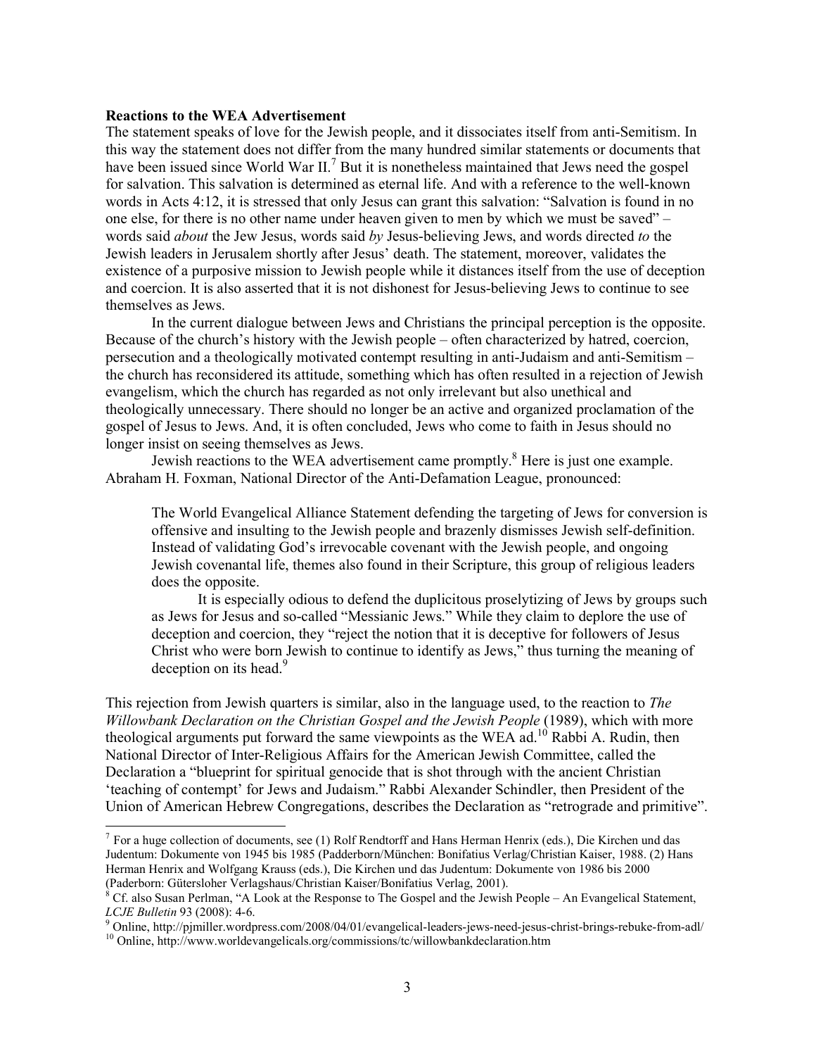**Reactions to the WEA Advertisement**

The statement speaks of love for the Jewish people, and it dissociates itself from anti-Semitism. In this way the statement does not differ from the many hundred similar statements or documents that have been issued since World War II.[7] But it is nonetheless maintained that Jews need the gospel for salvation. This salvation is determined as eternal life. And with a reference to the well-known words in Acts 4:12, it is stressed that only Jesus can grant this salvation: "Salvation is found in no one else, for there is no other name under heaven given to men by which we must be saved" – words said *about* the Jew Jesus, words said *by* Jesus-believing Jews, and words directed *to* the Jewish leaders in Jerusalem shortly after Jesus' death. The statement, moreover, validates the existence of a purposive mission to Jewish people while it distances itself from the use of deception and coercion. It is also asserted that it is not dishonest for Jesus-believing Jews to continue to see themselves as Jews.

In the current dialogue between Jews and Christians the principal perception is the opposite. Because of the church's history with the Jewish people – often characterized by hatred, coercion, persecution and a theologically motivated contempt resulting in anti-Judaism and anti-Semitism – the church has reconsidered its attitude, something which has often resulted in a rejection of Jewish evangelism, which the church has regarded as not only irrelevant but also unethical and theologically unnecessary. There should no longer be an active and organized proclamation of the gospel of Jesus to Jews. And, it is often concluded, Jews who come to faith in Jesus should no longer insist on seeing themselves as Jews.

Jewish reactions to the WEA advertisement came promptly.[8] Here is just one example. Abraham H. Foxman, National Director of the Anti-Defamation League, pronounced:

> The World Evangelical Alliance Statement defending the targeting of Jews for conversion is offensive and insulting to the Jewish people and brazenly dismisses Jewish self-definition. Instead of validating God's irrevocable covenant with the Jewish people, and ongoing Jewish covenantal life, themes also found in their Scripture, this group of religious leaders does the opposite.
>
> It is especially odious to defend the duplicitous proselytizing of Jews by groups such as Jews for Jesus and so-called "Messianic Jews." While they claim to deplore the use of deception and coercion, they "reject the notion that it is deceptive for followers of Jesus Christ who were born Jewish to continue to identify as Jews," thus turning the meaning of deception on its head.[9]

This rejection from Jewish quarters is similar, also in the language used, to the reaction to *The Willowbank Declaration on the Christian Gospel and the Jewish People* (1989), which with more theological arguments put forward the same viewpoints as the WEA ad.[10] Rabbi A. Rudin, then National Director of Inter-Religious Affairs for the American Jewish Committee, called the Declaration a "blueprint for spiritual genocide that is shot through with the ancient Christian 'teaching of contempt' for Jews and Judaism." Rabbi Alexander Schindler, then President of the Union of American Hebrew Congregations, describes the Declaration as "retrograde and primitive".

---

[7] For a huge collection of documents, see (1) Rolf Rendtorff and Hans Herman Henrix (eds.), Die Kirchen und das Judentum: Dokumente von 1945 bis 1985 (Padderborn/München: Bonifatius Verlag/Christian Kaiser, 1988. (2) Hans Herman Henrix and Wolfgang Krauss (eds.), Die Kirchen und das Judentum: Dokumente von 1986 bis 2000 (Paderborn: Gütersloher Verlagshaus/Christian Kaiser/Bonifatius Verlag, 2001).

[8] Cf. also Susan Perlman, "A Look at the Response to The Gospel and the Jewish People – An Evangelical Statement, *LCJE Bulletin* 93 (2008): 4-6.

[9] Online, http://pjmiller.wordpress.com/2008/04/01/evangelical-leaders-jews-need-jesus-christ-brings-rebuke-from-adl/

[10] Online, http://www.worldevangelicals.org/commissions/tc/willowbankdeclaration.htm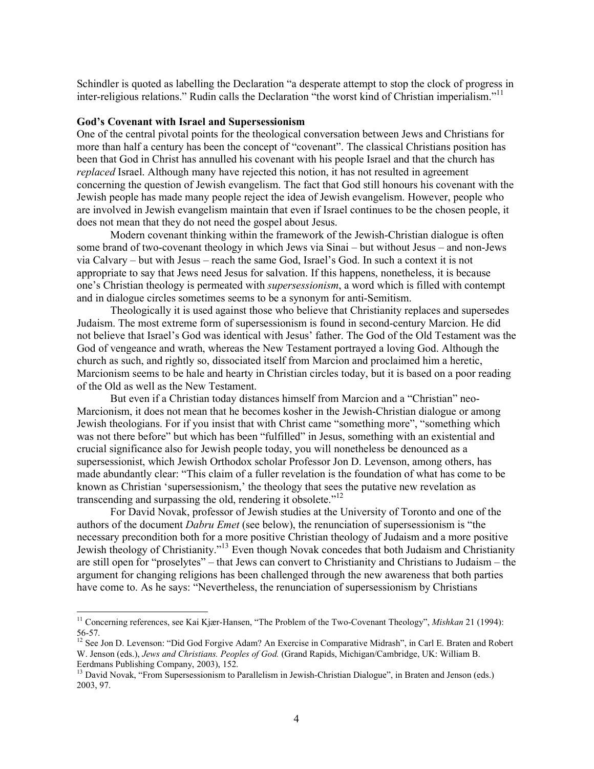Schindler is quoted as labelling the Declaration "a desperate attempt to stop the clock of progress in inter-religious relations." Rudin calls the Declaration "the worst kind of Christian imperialism."[11]

**God's Covenant with Israel and Supersessionism**

One of the central pivotal points for the theological conversation between Jews and Christians for more than half a century has been the concept of "covenant". The classical Christians position has been that God in Christ has annulled his covenant with his people Israel and that the church has *replaced* Israel. Although many have rejected this notion, it has not resulted in agreement concerning the question of Jewish evangelism. The fact that God still honours his covenant with the Jewish people has made many people reject the idea of Jewish evangelism. However, people who are involved in Jewish evangelism maintain that even if Israel continues to be the chosen people, it does not mean that they do not need the gospel about Jesus.

Modern covenant thinking within the framework of the Jewish-Christian dialogue is often some brand of two-covenant theology in which Jews via Sinai – but without Jesus – and non-Jews via Calvary – but with Jesus – reach the same God, Israel's God. In such a context it is not appropriate to say that Jews need Jesus for salvation. If this happens, nonetheless, it is because one's Christian theology is permeated with *supersessionism*, a word which is filled with contempt and in dialogue circles sometimes seems to be a synonym for anti-Semitism.

Theologically it is used against those who believe that Christianity replaces and supersedes Judaism. The most extreme form of supersessionism is found in second-century Marcion. He did not believe that Israel's God was identical with Jesus' father. The God of the Old Testament was the God of vengeance and wrath, whereas the New Testament portrayed a loving God. Although the church as such, and rightly so, dissociated itself from Marcion and proclaimed him a heretic, Marcionism seems to be hale and hearty in Christian circles today, but it is based on a poor reading of the Old as well as the New Testament.

But even if a Christian today distances himself from Marcion and a "Christian" neo-Marcionism, it does not mean that he becomes kosher in the Jewish-Christian dialogue or among Jewish theologians. For if you insist that with Christ came "something more", "something which was not there before" but which has been "fulfilled" in Jesus, something with an existential and crucial significance also for Jewish people today, you will nonetheless be denounced as a supersessionist, which Jewish Orthodox scholar Professor Jon D. Levenson, among others, has made abundantly clear: "This claim of a fuller revelation is the foundation of what has come to be known as Christian 'supersessionism,' the theology that sees the putative new revelation as transcending and surpassing the old, rendering it obsolete."[12]

For David Novak, professor of Jewish studies at the University of Toronto and one of the authors of the document *Dabru Emet* (see below), the renunciation of supersessionism is "the necessary precondition both for a more positive Christian theology of Judaism and a more positive Jewish theology of Christianity."[13] Even though Novak concedes that both Judaism and Christianity are still open for "proselytes" – that Jews can convert to Christianity and Christians to Judaism – the argument for changing religions has been challenged through the new awareness that both parties have come to. As he says: "Nevertheless, the renunciation of supersessionism by Christians

---

[11] Concerning references, see Kai Kjær-Hansen, "The Problem of the Two-Covenant Theology", *Mishkan* 21 (1994): 56-57.

[12] See Jon D. Levenson: "Did God Forgive Adam? An Exercise in Comparative Midrash", in Carl E. Braten and Robert W. Jenson (eds.), *Jews and Christians. Peoples of God.* (Grand Rapids, Michigan/Cambridge, UK: William B. Eerdmans Publishing Company, 2003), 152.

[13] David Novak, "From Supersessionism to Parallelism in Jewish-Christian Dialogue", in Braten and Jenson (eds.) 2003, 97.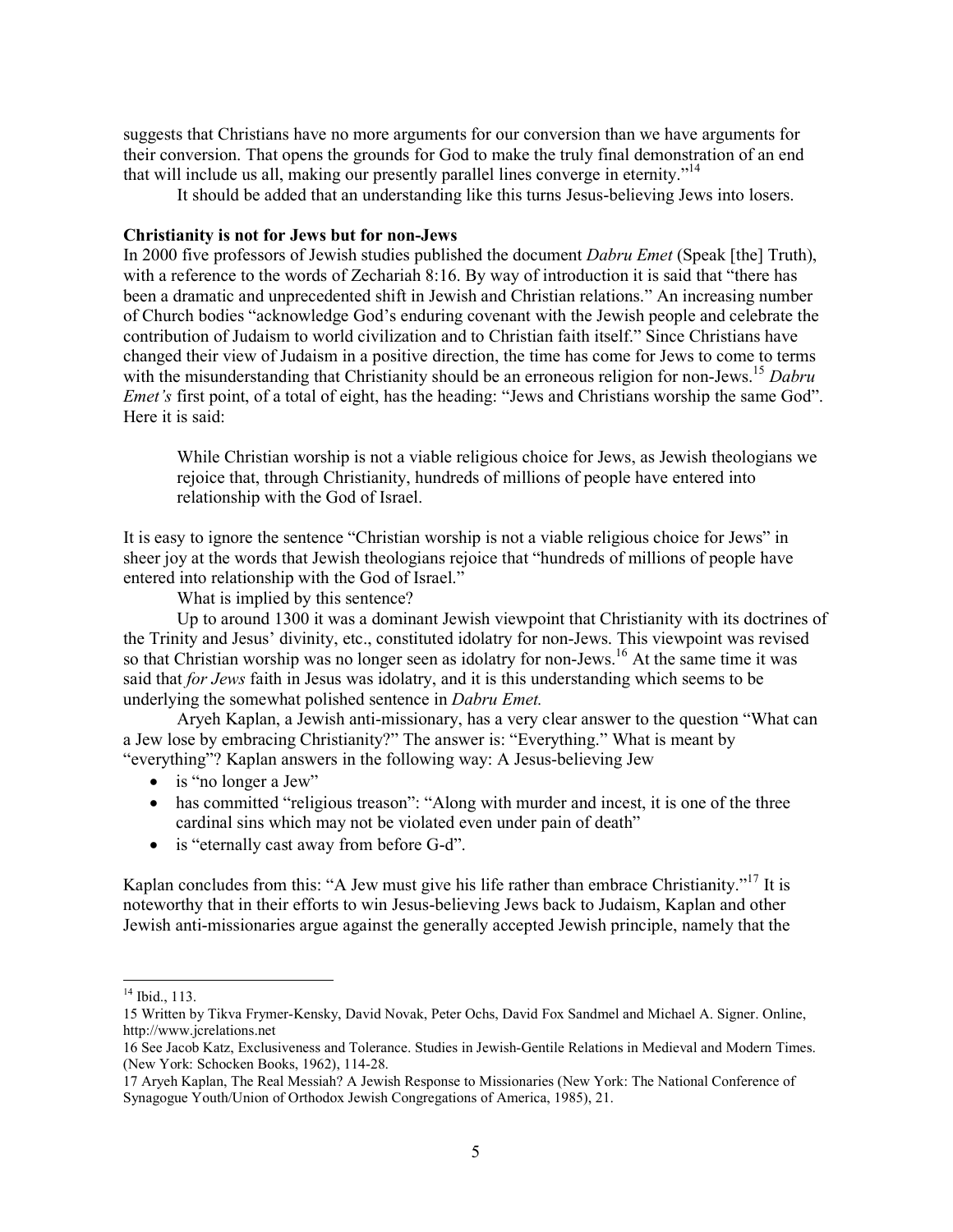suggests that Christians have no more arguments for our conversion than we have arguments for their conversion. That opens the grounds for God to make the truly final demonstration of an end that will include us all, making our presently parallel lines converge in eternity."[14]

It should be added that an understanding like this turns Jesus-believing Jews into losers.

**Christianity is not for Jews but for non-Jews**

In 2000 five professors of Jewish studies published the document *Dabru Emet* (Speak [the] Truth), with a reference to the words of Zechariah 8:16. By way of introduction it is said that "there has been a dramatic and unprecedented shift in Jewish and Christian relations." An increasing number of Church bodies "acknowledge God's enduring covenant with the Jewish people and celebrate the contribution of Judaism to world civilization and to Christian faith itself." Since Christians have changed their view of Judaism in a positive direction, the time has come for Jews to come to terms with the misunderstanding that Christianity should be an erroneous religion for non-Jews.[15] *Dabru Emet's* first point, of a total of eight, has the heading: "Jews and Christians worship the same God". Here it is said:

> While Christian worship is not a viable religious choice for Jews, as Jewish theologians we rejoice that, through Christianity, hundreds of millions of people have entered into relationship with the God of Israel.

It is easy to ignore the sentence "Christian worship is not a viable religious choice for Jews" in sheer joy at the words that Jewish theologians rejoice that "hundreds of millions of people have entered into relationship with the God of Israel."

What is implied by this sentence?

Up to around 1300 it was a dominant Jewish viewpoint that Christianity with its doctrines of the Trinity and Jesus' divinity, etc., constituted idolatry for non-Jews. This viewpoint was revised so that Christian worship was no longer seen as idolatry for non-Jews.[16] At the same time it was said that *for Jews* faith in Jesus was idolatry, and it is this understanding which seems to be underlying the somewhat polished sentence in *Dabru Emet.*

Aryeh Kaplan, a Jewish anti-missionary, has a very clear answer to the question "What can a Jew lose by embracing Christianity?" The answer is: "Everything." What is meant by "everything"? Kaplan answers in the following way: A Jesus-believing Jew

- is "no longer a Jew"
- has committed "religious treason": "Along with murder and incest, it is one of the three cardinal sins which may not be violated even under pain of death"
- is "eternally cast away from before G-d".

Kaplan concludes from this: "A Jew must give his life rather than embrace Christianity."[17] It is noteworthy that in their efforts to win Jesus-believing Jews back to Judaism, Kaplan and other Jewish anti-missionaries argue against the generally accepted Jewish principle, namely that the

---

[14] Ibid., 113.

15 Written by Tikva Frymer-Kensky, David Novak, Peter Ochs, David Fox Sandmel and Michael A. Signer. Online, http://www.jcrelations.net

16 See Jacob Katz, Exclusiveness and Tolerance. Studies in Jewish-Gentile Relations in Medieval and Modern Times. (New York: Schocken Books, 1962), 114-28.

17 Aryeh Kaplan, The Real Messiah? A Jewish Response to Missionaries (New York: The National Conference of Synagogue Youth/Union of Orthodox Jewish Congregations of America, 1985), 21.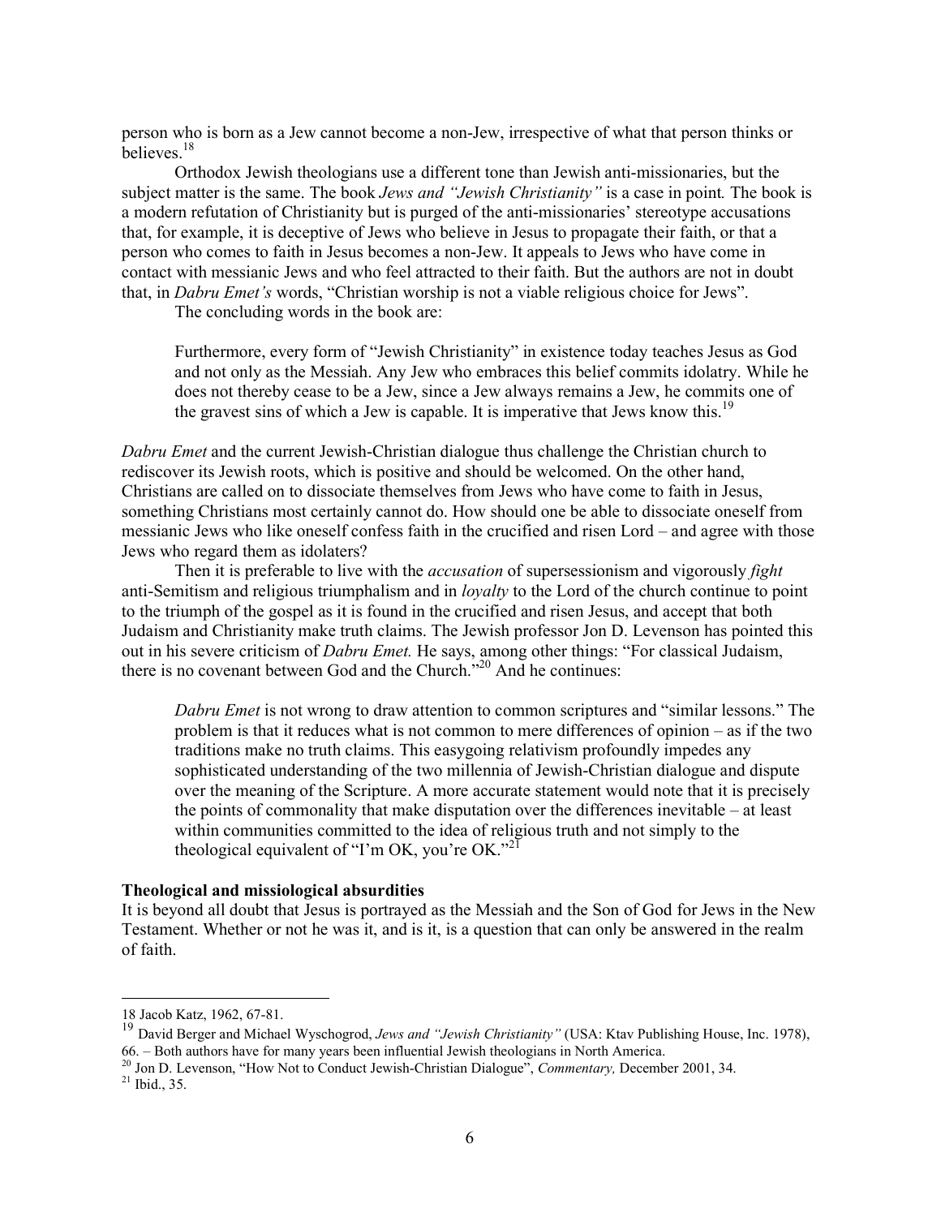person who is born as a Jew cannot become a non-Jew, irrespective of what that person thinks or believes.[18]

Orthodox Jewish theologians use a different tone than Jewish anti-missionaries, but the subject matter is the same. The book *Jews and "Jewish Christianity"* is a case in point. The book is a modern refutation of Christianity but is purged of the anti-missionaries' stereotype accusations that, for example, it is deceptive of Jews who believe in Jesus to propagate their faith, or that a person who comes to faith in Jesus becomes a non-Jew. It appeals to Jews who have come in contact with messianic Jews and who feel attracted to their faith. But the authors are not in doubt that, in *Dabru Emet's* words, "Christian worship is not a viable religious choice for Jews".

The concluding words in the book are:

> Furthermore, every form of "Jewish Christianity" in existence today teaches Jesus as God and not only as the Messiah. Any Jew who embraces this belief commits idolatry. While he does not thereby cease to be a Jew, since a Jew always remains a Jew, he commits one of the gravest sins of which a Jew is capable. It is imperative that Jews know this.[19]

*Dabru Emet* and the current Jewish-Christian dialogue thus challenge the Christian church to rediscover its Jewish roots, which is positive and should be welcomed. On the other hand, Christians are called on to dissociate themselves from Jews who have come to faith in Jesus, something Christians most certainly cannot do. How should one be able to dissociate oneself from messianic Jews who like oneself confess faith in the crucified and risen Lord – and agree with those Jews who regard them as idolaters?

Then it is preferable to live with the *accusation* of supersessionism and vigorously *fight* anti-Semitism and religious triumphalism and in *loyalty* to the Lord of the church continue to point to the triumph of the gospel as it is found in the crucified and risen Jesus, and accept that both Judaism and Christianity make truth claims. The Jewish professor Jon D. Levenson has pointed this out in his severe criticism of *Dabru Emet.* He says, among other things: "For classical Judaism, there is no covenant between God and the Church."[20] And he continues:

> *Dabru Emet* is not wrong to draw attention to common scriptures and "similar lessons." The problem is that it reduces what is not common to mere differences of opinion – as if the two traditions make no truth claims. This easygoing relativism profoundly impedes any sophisticated understanding of the two millennia of Jewish-Christian dialogue and dispute over the meaning of the Scripture. A more accurate statement would note that it is precisely the points of commonality that make disputation over the differences inevitable – at least within communities committed to the idea of religious truth and not simply to the theological equivalent of "I'm OK, you're OK."[21]

**Theological and missiological absurdities**

It is beyond all doubt that Jesus is portrayed as the Messiah and the Son of God for Jews in the New Testament. Whether or not he was it, and is it, is a question that can only be answered in the realm of faith.

---

18 Jacob Katz, 1962, 67-81.

19 David Berger and Michael Wyschogrod, *Jews and "Jewish Christianity"* (USA: Ktav Publishing House, Inc. 1978), 66. – Both authors have for many years been influential Jewish theologians in North America.

20 Jon D. Levenson, "How Not to Conduct Jewish-Christian Dialogue", *Commentary,* December 2001, 34.

21 Ibid., 35.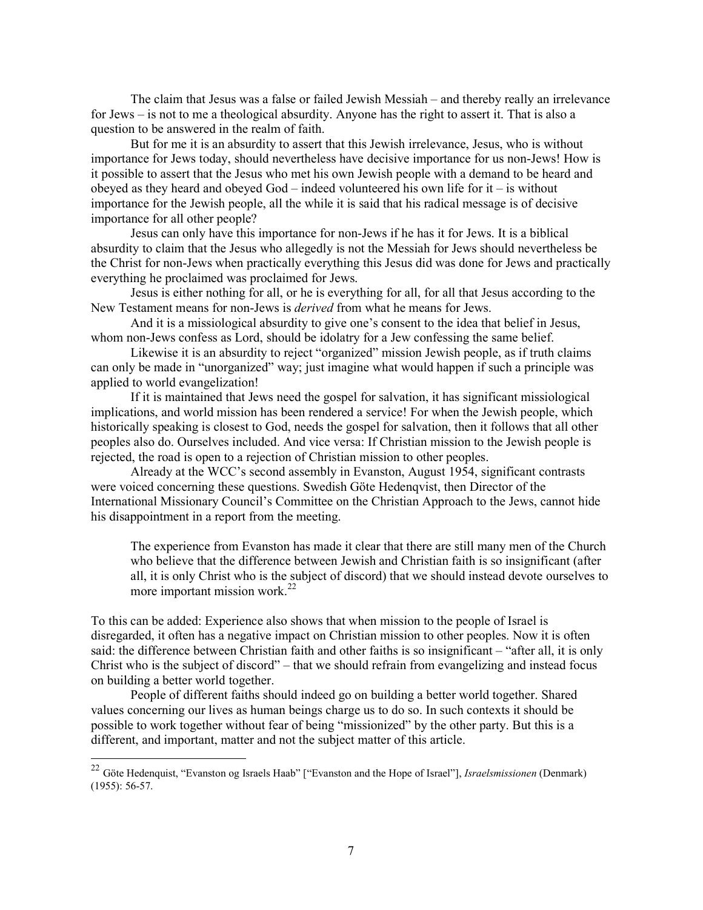The claim that Jesus was a false or failed Jewish Messiah – and thereby really an irrelevance for Jews – is not to me a theological absurdity. Anyone has the right to assert it. That is also a question to be answered in the realm of faith.

But for me it is an absurdity to assert that this Jewish irrelevance, Jesus, who is without importance for Jews today, should nevertheless have decisive importance for us non-Jews! How is it possible to assert that the Jesus who met his own Jewish people with a demand to be heard and obeyed as they heard and obeyed God – indeed volunteered his own life for it – is without importance for the Jewish people, all the while it is said that his radical message is of decisive importance for all other people?

Jesus can only have this importance for non-Jews if he has it for Jews. It is a biblical absurdity to claim that the Jesus who allegedly is not the Messiah for Jews should nevertheless be the Christ for non-Jews when practically everything this Jesus did was done for Jews and practically everything he proclaimed was proclaimed for Jews.

Jesus is either nothing for all, or he is everything for all, for all that Jesus according to the New Testament means for non-Jews is *derived* from what he means for Jews.

And it is a missiological absurdity to give one's consent to the idea that belief in Jesus, whom non-Jews confess as Lord, should be idolatry for a Jew confessing the same belief.

Likewise it is an absurdity to reject "organized" mission Jewish people, as if truth claims can only be made in "unorganized" way; just imagine what would happen if such a principle was applied to world evangelization!

If it is maintained that Jews need the gospel for salvation, it has significant missiological implications, and world mission has been rendered a service! For when the Jewish people, which historically speaking is closest to God, needs the gospel for salvation, then it follows that all other peoples also do. Ourselves included. And vice versa: If Christian mission to the Jewish people is rejected, the road is open to a rejection of Christian mission to other peoples.

Already at the WCC's second assembly in Evanston, August 1954, significant contrasts were voiced concerning these questions. Swedish Göte Hedenqvist, then Director of the International Missionary Council's Committee on the Christian Approach to the Jews, cannot hide his disappointment in a report from the meeting.

> The experience from Evanston has made it clear that there are still many men of the Church who believe that the difference between Jewish and Christian faith is so insignificant (after all, it is only Christ who is the subject of discord) that we should instead devote ourselves to more important mission work.[22]

To this can be added: Experience also shows that when mission to the people of Israel is disregarded, it often has a negative impact on Christian mission to other peoples. Now it is often said: the difference between Christian faith and other faiths is so insignificant – "after all, it is only Christ who is the subject of discord" – that we should refrain from evangelizing and instead focus on building a better world together.

People of different faiths should indeed go on building a better world together. Shared values concerning our lives as human beings charge us to do so. In such contexts it should be possible to work together without fear of being "missionized" by the other party. But this is a different, and important, matter and not the subject matter of this article.

---

[22] Göte Hedenquist, "Evanston og Israels Haab" ["Evanston and the Hope of Israel"], *Israelsmissionen* (Denmark) (1955): 56-57.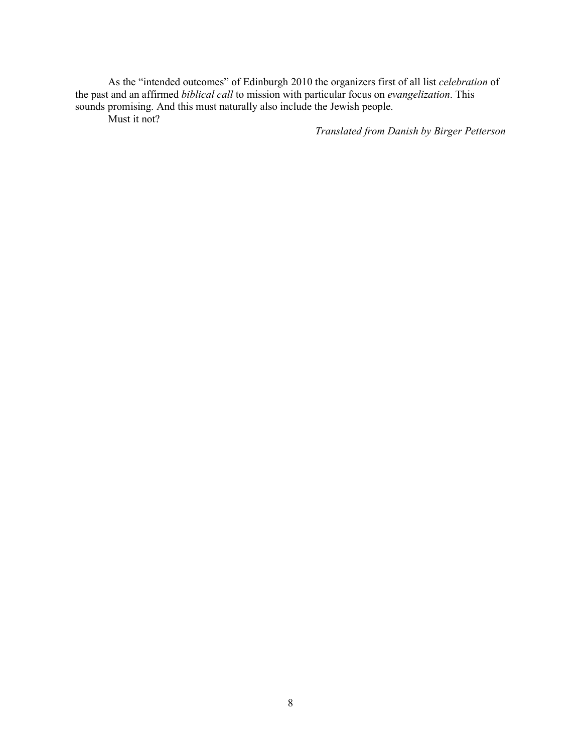As the "intended outcomes" of Edinburgh 2010 the organizers first of all list *celebration* of the past and an affirmed *biblical call* to mission with particular focus on *evangelization*. This sounds promising. And this must naturally also include the Jewish people.

Must it not?

*Translated from Danish by Birger Petterson*